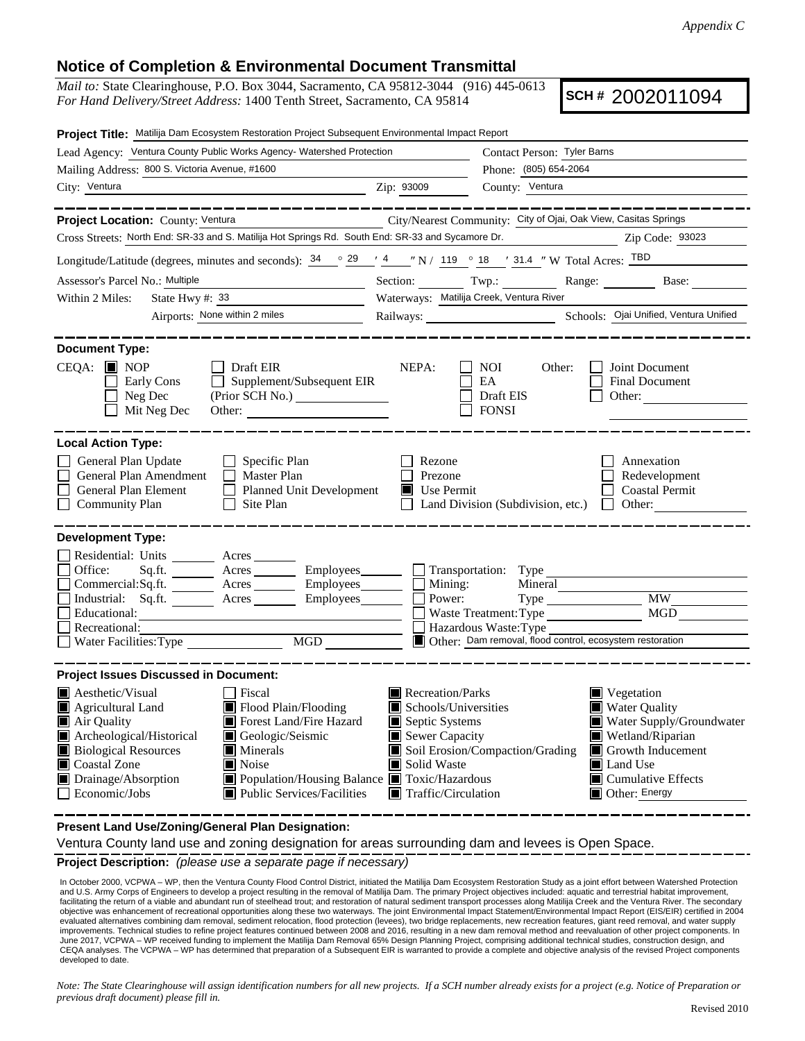*Appendix C*

# Notice of Completion & Environmental Document Transmittal

*Mail to:* State Clearinghouse, P.O. Box 3044, Sacramento, CA 95812-3044 (916) 445-0613
*For Hand Delivery/Street Address:* 1400 Tenth Street, Sacramento, CA 95814

**SCH #** 2002011094

**Project Title:** Matilija Dam Ecosystem Restoration Project Subsequent Environmental Impact Report

Lead Agency: Ventura County Public Works Agency- Watershed Protection
Contact Person: Tyler Barns
Mailing Address: 800 S. Victoria Avenue, #1600
Phone: (805) 654-2064
City: Ventura
Zip: 93009
County: Ventura

---

**Project Location:** County: Ventura
City/Nearest Community: City of Ojai, Oak View, Casitas Springs
Cross Streets: North End: SR-33 and S. Matilija Hot Springs Rd. South End: SR-33 and Sycamore Dr.
Zip Code: 93023
Longitude/Latitude (degrees, minutes and seconds): 34 ° 29 ′ 4 ″ N / 119 ° 18 ′ 31.4 ″ W Total Acres: TBD
Assessor's Parcel No.: Multiple
Section: ___ Twp.: ___ Range: ___ Base: ___
Within 2 Miles: State Hwy #: 33
Waterways: Matilija Creek, Ventura River
Airports: None within 2 miles
Railways: ___
Schools: Ojai Unified, Ventura Unified

---

**Document Type:**

CEQA:
- [x] NOP
- [ ] Early Cons
- [ ] Neg Dec
- [ ] Mit Neg Dec
- [ ] Draft EIR
- [ ] Supplement/Subsequent EIR (Prior SCH No.) ___
- Other: ___

NEPA:
- [ ] NOI
- [ ] EA
- [ ] Draft EIS
- [ ] FONSI

Other:
- [ ] Joint Document
- [ ] Final Document
- [ ] Other: ___

---

**Local Action Type:**

- [ ] General Plan Update
- [ ] General Plan Amendment
- [ ] General Plan Element
- [ ] Community Plan
- [ ] Specific Plan
- [ ] Master Plan
- [ ] Planned Unit Development
- [ ] Site Plan
- [ ] Rezone
- [ ] Prezone
- [x] Use Permit
- [ ] Land Division (Subdivision, etc.)
- [ ] Annexation
- [ ] Redevelopment
- [ ] Coastal Permit
- [ ] Other: ___

---

**Development Type:**

- [ ] Residential: Units ___ Acres ___
- [ ] Office: Sq.ft. ___ Acres ___ Employees ___
- [ ] Commercial: Sq.ft. ___ Acres ___ Employees ___
- [ ] Industrial: Sq.ft. ___ Acres ___ Employees ___
- [ ] Educational: ___
- [ ] Recreational: ___
- [ ] Water Facilities: Type ___ MGD ___
- [ ] Transportation: Type ___
- [ ] Mining: Mineral ___
- [ ] Power: Type ___ MW ___
- [ ] Waste Treatment: Type ___ MGD ___
- [ ] Hazardous Waste: Type ___
- [x] Other: Dam removal, flood control, ecosystem restoration

---

**Project Issues Discussed in Document:**

- [x] Aesthetic/Visual
- [x] Agricultural Land
- [x] Air Quality
- [x] Archeological/Historical
- [x] Biological Resources
- [x] Coastal Zone
- [x] Drainage/Absorption
- [ ] Economic/Jobs
- [ ] Fiscal
- [x] Flood Plain/Flooding
- [x] Forest Land/Fire Hazard
- [x] Geologic/Seismic
- [x] Minerals
- [x] Noise
- [x] Population/Housing Balance
- [x] Public Services/Facilities
- [x] Recreation/Parks
- [x] Schools/Universities
- [x] Septic Systems
- [x] Sewer Capacity
- [x] Soil Erosion/Compaction/Grading
- [x] Solid Waste
- [x] Toxic/Hazardous
- [x] Traffic/Circulation
- [x] Vegetation
- [x] Water Quality
- [x] Water Supply/Groundwater
- [x] Wetland/Riparian
- [x] Growth Inducement
- [x] Land Use
- [x] Cumulative Effects
- [x] Other: Energy

---

**Present Land Use/Zoning/General Plan Designation:**

Ventura County land use and zoning designation for areas surrounding dam and levees is Open Space.

**Project Description:** *(please use a separate page if necessary)*

In October 2000, VCPWA – WP, then the Ventura County Flood Control District, initiated the Matilija Dam Ecosystem Restoration Study as a joint effort between Watershed Protection and U.S. Army Corps of Engineers to develop a project resulting in the removal of Matilija Dam. The primary Project objectives included: aquatic and terrestrial habitat improvement, facilitating the return of a viable and abundant run of steelhead trout; and restoration of natural sediment transport processes along Matilija Creek and the Ventura River. The secondary objective was enhancement of recreational opportunities along these two waterways. The joint Environmental Impact Statement/Environmental Impact Report (EIS/EIR) certified in 2004 evaluated alternatives combining dam removal, sediment relocation, flood protection (levees), two bridge replacements, new recreation features, giant reed removal, and water supply improvements. Technical studies to refine project features continued between 2008 and 2016, resulting in a new dam removal method and reevaluation of other project components. In June 2017, VCPWA – WP received funding to implement the Matilija Dam Removal 65% Design Planning Project, comprising additional technical studies, construction design, and CEQA analyses. The VCPWA – WP has determined that preparation of a Subsequent EIR is warranted to provide a complete and objective analysis of the revised Project components developed to date.

*Note: The State Clearinghouse will assign identification numbers for all new projects. If a SCH number already exists for a project (e.g. Notice of Preparation or previous draft document) please fill in.*

Revised 2010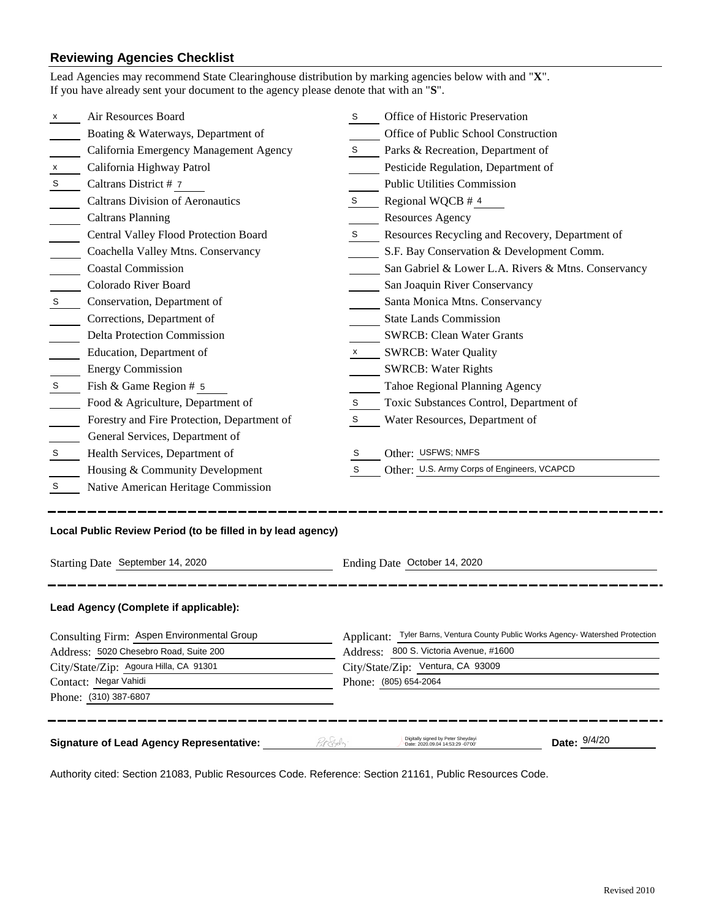## Reviewing Agencies Checklist

Lead Agencies may recommend State Clearinghouse distribution by marking agencies below with and "**X**".
If you have already sent your document to the agency please denote that with an "**S**".

| | | | |
|---|---|---|---|
| x | Air Resources Board | S | Office of Historic Preservation |
| | Boating & Waterways, Department of | | Office of Public School Construction |
| | California Emergency Management Agency | S | Parks & Recreation, Department of |
| x | California Highway Patrol | | Pesticide Regulation, Department of |
| S | Caltrans District # 7 | | Public Utilities Commission |
| | Caltrans Division of Aeronautics | S | Regional WQCB # 4 |
| | Caltrans Planning | | Resources Agency |
| | Central Valley Flood Protection Board | S | Resources Recycling and Recovery, Department of |
| | Coachella Valley Mtns. Conservancy | | S.F. Bay Conservation & Development Comm. |
| | Coastal Commission | | San Gabriel & Lower L.A. Rivers & Mtns. Conservancy |
| | Colorado River Board | | San Joaquin River Conservancy |
| S | Conservation, Department of | | Santa Monica Mtns. Conservancy |
| | Corrections, Department of | | State Lands Commission |
| | Delta Protection Commission | | SWRCB: Clean Water Grants |
| | Education, Department of | x | SWRCB: Water Quality |
| | Energy Commission | | SWRCB: Water Rights |
| S | Fish & Game Region # 5 | | Tahoe Regional Planning Agency |
| | Food & Agriculture, Department of | S | Toxic Substances Control, Department of |
| | Forestry and Fire Protection, Department of | S | Water Resources, Department of |
| | General Services, Department of | | |
| S | Health Services, Department of | S | Other: USFWS; NMFS |
| | Housing & Community Development | S | Other: U.S. Army Corps of Engineers, VCAPCD |
| S | Native American Heritage Commission | | |

### Local Public Review Period (to be filled in by lead agency)

Starting Date September 14, 2020 — Ending Date October 14, 2020

### Lead Agency (Complete if applicable):

Consulting Firm: Aspen Environmental Group
Address: 5020 Chesebro Road, Suite 200
City/State/Zip: Agoura Hilla, CA 91301
Contact: Negar Vahidi
Phone: (310) 387-6807

Applicant: Tyler Barns, Ventura County Public Works Agency- Watershed Protection
Address: 800 S. Victoria Avenue, #1600
City/State/Zip: Ventura, CA 93009
Phone: (805) 654-2064

**Signature of Lead Agency Representative:** Digitally signed by Peter Sheydayi Date: 2020.09.04 14:53:29 -07'00' **Date:** 9/4/20

Authority cited: Section 21083, Public Resources Code. Reference: Section 21161, Public Resources Code.

Revised 2010